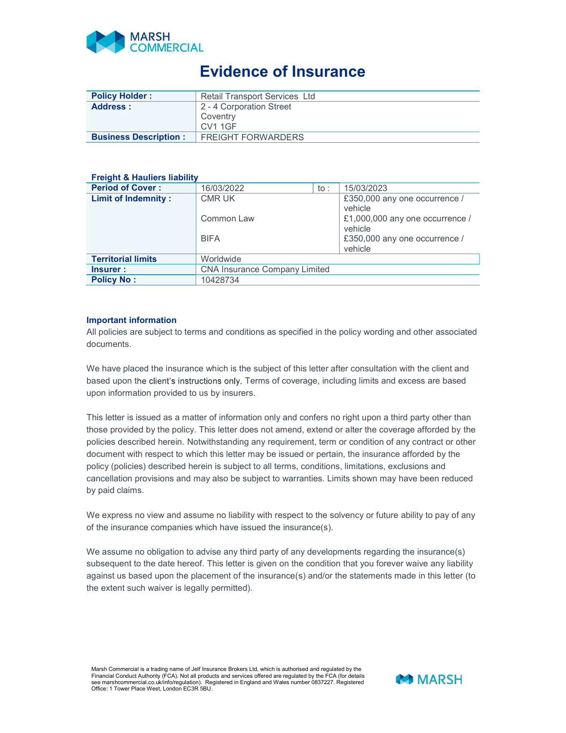MARSH COMMERCIAL

# Evidence of Insurance

| **Policy Holder :** | Retail Transport Services Ltd |
|---|---|
| **Address :** | 2 - 4 Corporation Street<br>Coventry<br>CV1 1GF |
| **Business Description :** | FREIGHT FORWARDERS |

**Freight & Hauliers liability**

| **Period of Cover :** | 16/03/2022 | to : | 15/03/2023 |
|---|---|---|---|
| **Limit of Indemnity :** | CMR UK | | £350,000 any one occurrence / vehicle |
| | Common Law | | £1,000,000 any one occurrence / vehicle |
| | BIFA | | £350,000 any one occurrence / vehicle |
| **Territorial limits** | Worldwide | | |
| **Insurer :** | CNA Insurance Company Limited | | |
| **Policy No :** | 10428734 | | |

### Important information

All policies are subject to terms and conditions as specified in the policy wording and other associated documents.

We have placed the insurance which is the subject of this letter after consultation with the client and based upon the client's instructions only. Terms of coverage, including limits and excess are based upon information provided to us by insurers.

This letter is issued as a matter of information only and confers no right upon a third party other than those provided by the policy. This letter does not amend, extend or alter the coverage afforded by the policies described herein. Notwithstanding any requirement, term or condition of any contract or other document with respect to which this letter may be issued or pertain, the insurance afforded by the policy (policies) described herein is subject to all terms, conditions, limitations, exclusions and cancellation provisions and may also be subject to warranties. Limits shown may have been reduced by paid claims.

We express no view and assume no liability with respect to the solvency or future ability to pay of any of the insurance companies which have issued the insurance(s).

We assume no obligation to advise any third party of any developments regarding the insurance(s) subsequent to the date hereof. This letter is given on the condition that you forever waive any liability against us based upon the placement of the insurance(s) and/or the statements made in this letter (to the extent such waiver is legally permitted).

Marsh Commercial is a trading name of Jelf Insurance Brokers Ltd, which is authorised and regulated by the Financial Conduct Authority (FCA). Not all products and services offered are regulated by the FCA (for details see marshcommercial.co.uk/info/regulation). Registered in England and Wales number 0837227. Registered Office: 1 Tower Place West, London EC3R 5BU.

MARSH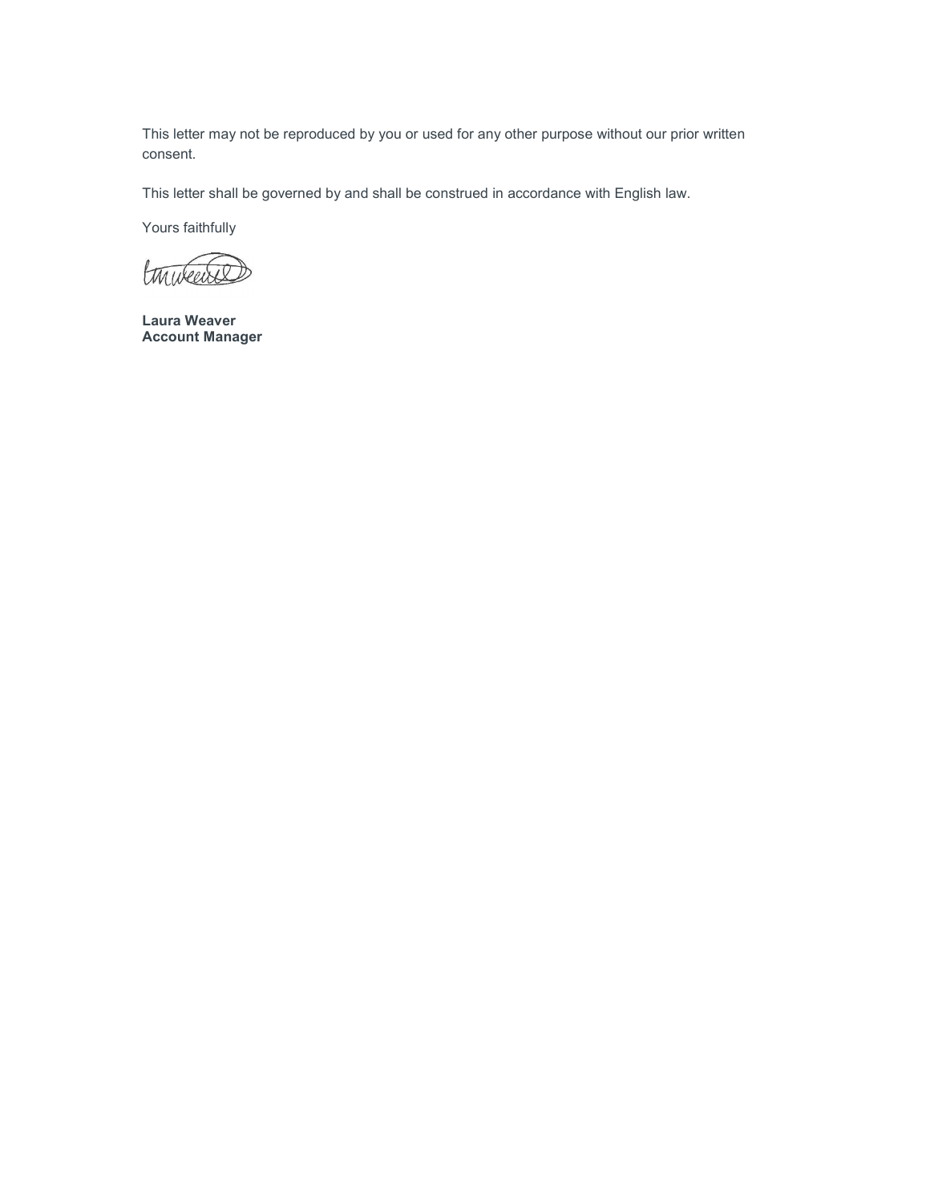This letter may not be reproduced by you or used for any other purpose without our prior written consent.

This letter shall be governed by and shall be construed in accordance with English law.

Yours faithfully

**Laura Weaver**
**Account Manager**